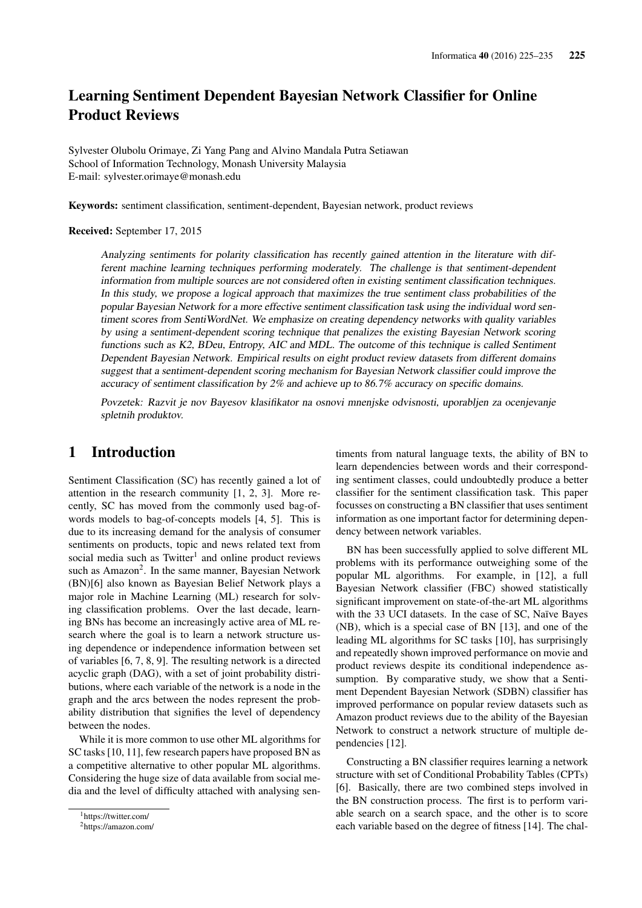# Learning Sentiment Dependent Bayesian Network Classifier for Online Product Reviews

Sylvester Olubolu Orimaye, Zi Yang Pang and Alvino Mandala Putra Setiawan
School of Information Technology, Monash University Malaysia
E-mail: sylvester.orimaye@monash.edu

**Keywords:** sentiment classification, sentiment-dependent, Bayesian network, product reviews

**Received:** September 17, 2015

*Analyzing sentiments for polarity classification has recently gained attention in the literature with different machine learning techniques performing moderately. The challenge is that sentiment-dependent information from multiple sources are not considered often in existing sentiment classification techniques. In this study, we propose a logical approach that maximizes the true sentiment class probabilities of the popular Bayesian Network for a more effective sentiment classification task using the individual word sentiment scores from SentiWordNet. We emphasize on creating dependency networks with quality variables by using a sentiment-dependent scoring technique that penalizes the existing Bayesian Network scoring functions such as K2, BDeu, Entropy, AIC and MDL. The outcome of this technique is called Sentiment Dependent Bayesian Network. Empirical results on eight product review datasets from different domains suggest that a sentiment-dependent scoring mechanism for Bayesian Network classifier could improve the accuracy of sentiment classification by 2% and achieve up to 86.7% accuracy on specific domains.*

*Povzetek: Razvit je nov Bayesov klasifikator na osnovi mnenjske odvisnosti, uporabljen za ocenjevanje spletnih produktov.*

## 1 Introduction

Sentiment Classification (SC) has recently gained a lot of attention in the research community [1, 2, 3]. More recently, SC has moved from the commonly used bag-of-words models to bag-of-concepts models [4, 5]. This is due to its increasing demand for the analysis of consumer sentiments on products, topic and news related text from social media such as Twitter[1] and online product reviews such as Amazon[2]. In the same manner, Bayesian Network (BN)[6] also known as Bayesian Belief Network plays a major role in Machine Learning (ML) research for solving classification problems. Over the last decade, learning BNs has become an increasingly active area of ML research where the goal is to learn a network structure using dependence or independence information between set of variables [6, 7, 8, 9]. The resulting network is a directed acyclic graph (DAG), with a set of joint probability distributions, where each variable of the network is a node in the graph and the arcs between the nodes represent the probability distribution that signifies the level of dependency between the nodes.

While it is more common to use other ML algorithms for SC tasks [10, 11], few research papers have proposed BN as a competitive alternative to other popular ML algorithms. Considering the huge size of data available from social media and the level of difficulty attached with analysing sentiments from natural language texts, the ability of BN to learn dependencies between words and their corresponding sentiment classes, could undoubtedly produce a better classifier for the sentiment classification task. This paper focusses on constructing a BN classifier that uses sentiment information as one important factor for determining dependency between network variables.

BN has been successfully applied to solve different ML problems with its performance outweighing some of the popular ML algorithms. For example, in [12], a full Bayesian Network classifier (FBC) showed statistically significant improvement on state-of-the-art ML algorithms with the 33 UCI datasets. In the case of SC, Naïve Bayes (NB), which is a special case of BN [13], and one of the leading ML algorithms for SC tasks [10], has surprisingly and repeatedly shown improved performance on movie and product reviews despite its conditional independence assumption. By comparative study, we show that a Sentiment Dependent Bayesian Network (SDBN) classifier has improved performance on popular review datasets such as Amazon product reviews due to the ability of the Bayesian Network to construct a network structure of multiple dependencies [12].

Constructing a BN classifier requires learning a network structure with set of Conditional Probability Tables (CPTs) [6]. Basically, there are two combined steps involved in the BN construction process. The first is to perform variable search on a search space, and the other is to score each variable based on the degree of fitness [14]. The chal-

[1] https://twitter.com/

[2] https://amazon.com/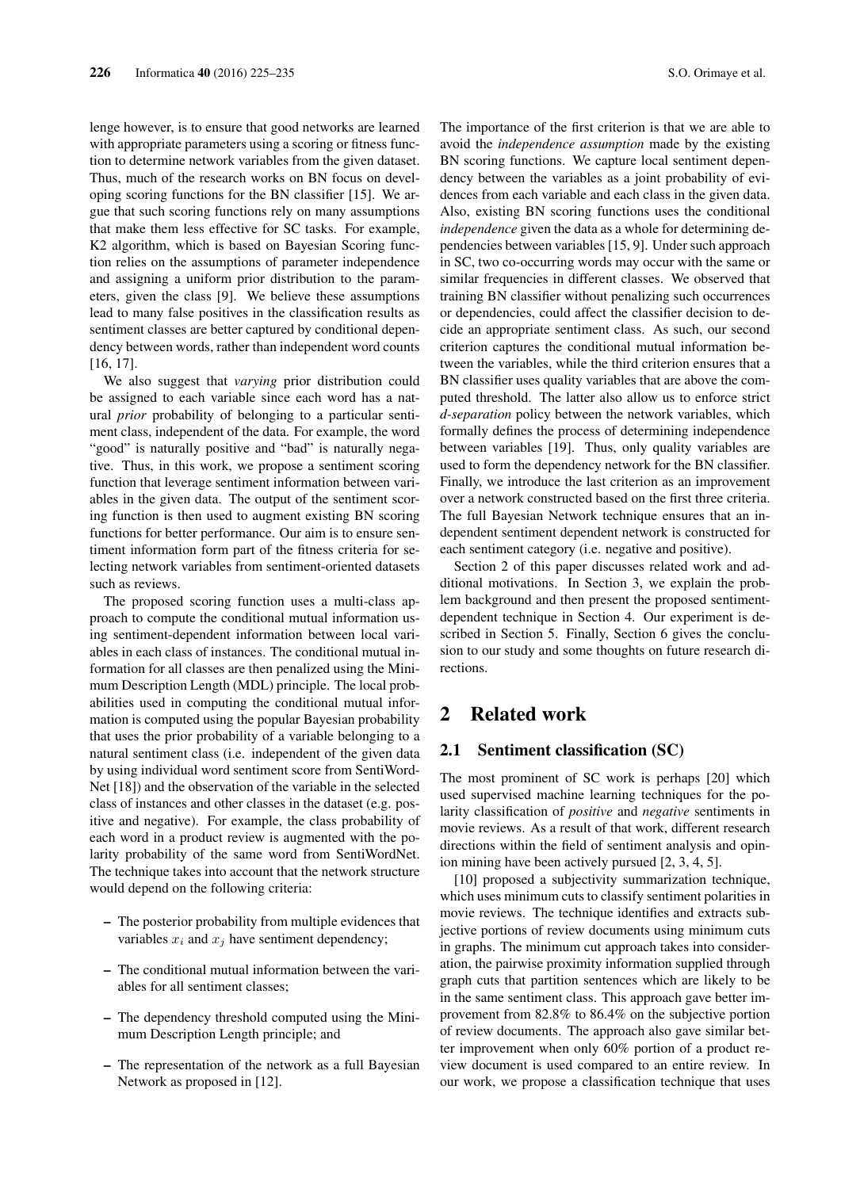lenge however, is to ensure that good networks are learned with appropriate parameters using a scoring or fitness function to determine network variables from the given dataset. Thus, much of the research works on BN focus on developing scoring functions for the BN classifier [15]. We argue that such scoring functions rely on many assumptions that make them less effective for SC tasks. For example, K2 algorithm, which is based on Bayesian Scoring function relies on the assumptions of parameter independence and assigning a uniform prior distribution to the parameters, given the class [9]. We believe these assumptions lead to many false positives in the classification results as sentiment classes are better captured by conditional dependency between words, rather than independent word counts [16, 17].

We also suggest that *varying* prior distribution could be assigned to each variable since each word has a natural *prior* probability of belonging to a particular sentiment class, independent of the data. For example, the word "good" is naturally positive and "bad" is naturally negative. Thus, in this work, we propose a sentiment scoring function that leverage sentiment information between variables in the given data. The output of the sentiment scoring function is then used to augment existing BN scoring functions for better performance. Our aim is to ensure sentiment information form part of the fitness criteria for selecting network variables from sentiment-oriented datasets such as reviews.

The proposed scoring function uses a multi-class approach to compute the conditional mutual information using sentiment-dependent information between local variables in each class of instances. The conditional mutual information for all classes are then penalized using the Minimum Description Length (MDL) principle. The local probabilities used in computing the conditional mutual information is computed using the popular Bayesian probability that uses the prior probability of a variable belonging to a natural sentiment class (i.e. independent of the given data by using individual word sentiment score from SentiWordNet [18]) and the observation of the variable in the selected class of instances and other classes in the dataset (e.g. positive and negative). For example, the class probability of each word in a product review is augmented with the polarity probability of the same word from SentiWordNet. The technique takes into account that the network structure would depend on the following criteria:

- The posterior probability from multiple evidences that variables $x_i$ and $x_j$ have sentiment dependency;
- The conditional mutual information between the variables for all sentiment classes;
- The dependency threshold computed using the Minimum Description Length principle; and
- The representation of the network as a full Bayesian Network as proposed in [12].

The importance of the first criterion is that we are able to avoid the *independence assumption* made by the existing BN scoring functions. We capture local sentiment dependency between the variables as a joint probability of evidences from each variable and each class in the given data. Also, existing BN scoring functions uses the conditional *independence* given the data as a whole for determining dependencies between variables [15, 9]. Under such approach in SC, two co-occurring words may occur with the same or similar frequencies in different classes. We observed that training BN classifier without penalizing such occurrences or dependencies, could affect the classifier decision to decide an appropriate sentiment class. As such, our second criterion captures the conditional mutual information between the variables, while the third criterion ensures that a BN classifier uses quality variables that are above the computed threshold. The latter also allow us to enforce strict *d-separation* policy between the network variables, which formally defines the process of determining independence between variables [19]. Thus, only quality variables are used to form the dependency network for the BN classifier. Finally, we introduce the last criterion as an improvement over a network constructed based on the first three criteria. The full Bayesian Network technique ensures that an independent sentiment dependent network is constructed for each sentiment category (i.e. negative and positive).

Section 2 of this paper discusses related work and additional motivations. In Section 3, we explain the problem background and then present the proposed sentiment-dependent technique in Section 4. Our experiment is described in Section 5. Finally, Section 6 gives the conclusion to our study and some thoughts on future research directions.

## 2 Related work

### 2.1 Sentiment classification (SC)

The most prominent of SC work is perhaps [20] which used supervised machine learning techniques for the polarity classification of *positive* and *negative* sentiments in movie reviews. As a result of that work, different research directions within the field of sentiment analysis and opinion mining have been actively pursued [2, 3, 4, 5].

[10] proposed a subjectivity summarization technique, which uses minimum cuts to classify sentiment polarities in movie reviews. The technique identifies and extracts subjective portions of review documents using minimum cuts in graphs. The minimum cut approach takes into consideration, the pairwise proximity information supplied through graph cuts that partition sentences which are likely to be in the same sentiment class. This approach gave better improvement from 82.8% to 86.4% on the subjective portion of review documents. The approach also gave similar better improvement when only 60% portion of a product review document is used compared to an entire review. In our work, we propose a classification technique that uses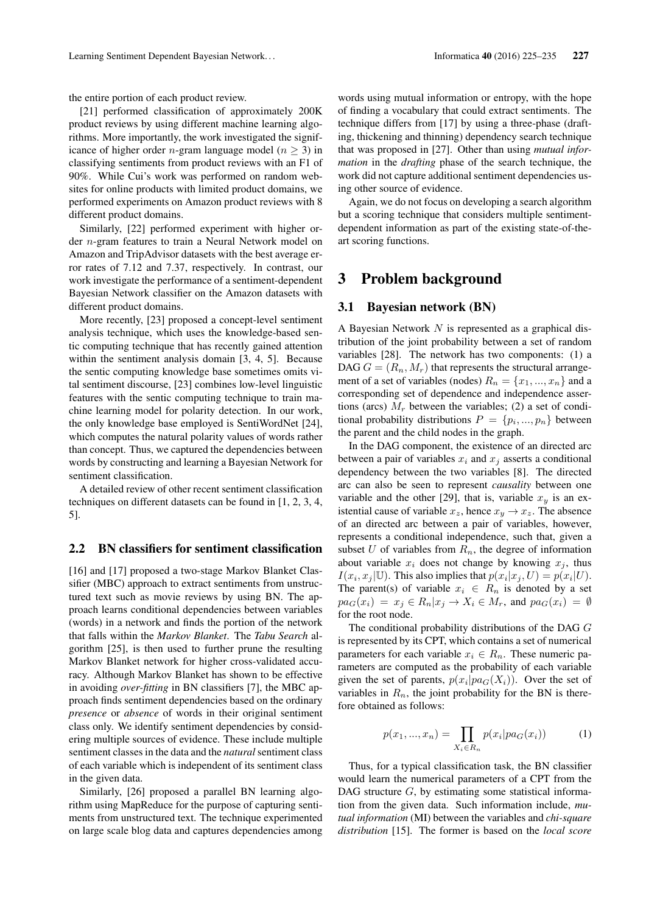the entire portion of each product review.

[21] performed classification of approximately 200K product reviews by using different machine learning algorithms. More importantly, the work investigated the significance of higher order $n$-gram language model ($n \geq 3$) in classifying sentiments from product reviews with an F1 of 90%. While Cui's work was performed on random websites for online products with limited product domains, we performed experiments on Amazon product reviews with 8 different product domains.

Similarly, [22] performed experiment with higher order $n$-gram features to train a Neural Network model on Amazon and TripAdvisor datasets with the best average error rates of 7.12 and 7.37, respectively. In contrast, our work investigate the performance of a sentiment-dependent Bayesian Network classifier on the Amazon datasets with different product domains.

More recently, [23] proposed a concept-level sentiment analysis technique, which uses the knowledge-based sentic computing technique that has recently gained attention within the sentiment analysis domain [3, 4, 5]. Because the sentic computing knowledge base sometimes omits vital sentiment discourse, [23] combines low-level linguistic features with the sentic computing technique to train machine learning model for polarity detection. In our work, the only knowledge base employed is SentiWordNet [24], which computes the natural polarity values of words rather than concept. Thus, we captured the dependencies between words by constructing and learning a Bayesian Network for sentiment classification.

A detailed review of other recent sentiment classification techniques on different datasets can be found in [1, 2, 3, 4, 5].

### 2.2 BN classifiers for sentiment classification

[16] and [17] proposed a two-stage Markov Blanket Classifier (MBC) approach to extract sentiments from unstructured text such as movie reviews by using BN. The approach learns conditional dependencies between variables (words) in a network and finds the portion of the network that falls within the *Markov Blanket*. The *Tabu Search* algorithm [25], is then used to further prune the resulting Markov Blanket network for higher cross-validated accuracy. Although Markov Blanket has shown to be effective in avoiding *over-fitting* in BN classifiers [7], the MBC approach finds sentiment dependencies based on the ordinary *presence* or *absence* of words in their original sentiment class only. We identify sentiment dependencies by considering multiple sources of evidence. These include multiple sentiment classes in the data and the *natural* sentiment class of each variable which is independent of its sentiment class in the given data.

Similarly, [26] proposed a parallel BN learning algorithm using MapReduce for the purpose of capturing sentiments from unstructured text. The technique experimented on large scale blog data and captures dependencies among words using mutual information or entropy, with the hope of finding a vocabulary that could extract sentiments. The technique differs from [17] by using a three-phase (drafting, thickening and thinning) dependency search technique that was proposed in [27]. Other than using *mutual information* in the *drafting* phase of the search technique, the work did not capture additional sentiment dependencies using other source of evidence.

Again, we do not focus on developing a search algorithm but a scoring technique that considers multiple sentiment-dependent information as part of the existing state-of-the-art scoring functions.

## 3 Problem background

### 3.1 Bayesian network (BN)

A Bayesian Network $N$ is represented as a graphical distribution of the joint probability between a set of random variables [28]. The network has two components: (1) a DAG $G = (R_n, M_r)$ that represents the structural arrangement of a set of variables (nodes) $R_n = \{x_1, ..., x_n\}$ and a corresponding set of dependence and independence assertions (arcs) $M_r$ between the variables; (2) a set of conditional probability distributions $P = \{p_i, ..., p_n\}$ between the parent and the child nodes in the graph.

In the DAG component, the existence of an directed arc between a pair of variables $x_i$ and $x_j$ asserts a conditional dependency between the two variables [8]. The directed arc can also be seen to represent *causality* between one variable and the other [29], that is, variable $x_y$ is an existential cause of variable $x_z$, hence $x_y \rightarrow x_z$. The absence of an directed arc between a pair of variables, however, represents a conditional independence, such that, given a subset $U$ of variables from $R_n$, the degree of information about variable $x_i$ does not change by knowing $x_j$, thus $I(x_i, x_j|\mathbb{U})$. This also implies that $p(x_i|x_j, U) = p(x_i|U)$. The parent(s) of variable $x_i \in R_n$ is denoted by a set $pa_G(x_i) = x_j \in R_n | x_j \rightarrow X_i \in M_r$, and $pa_G(x_i) = \emptyset$ for the root node.

The conditional probability distributions of the DAG $G$ is represented by its CPT, which contains a set of numerical parameters for each variable $x_i \in R_n$. These numeric parameters are computed as the probability of each variable given the set of parents, $p(x_i|pa_G(X_i))$. Over the set of variables in $R_n$, the joint probability for the BN is therefore obtained as follows:

$$p(x_1, ..., x_n) = \prod_{X_i \in R_n} p(x_i|pa_G(x_i)) \quad (1)$$

Thus, for a typical classification task, the BN classifier would learn the numerical parameters of a CPT from the DAG structure $G$, by estimating some statistical information from the given data. Such information include, *mutual information* (MI) between the variables and *chi-square distribution* [15]. The former is based on the *local score*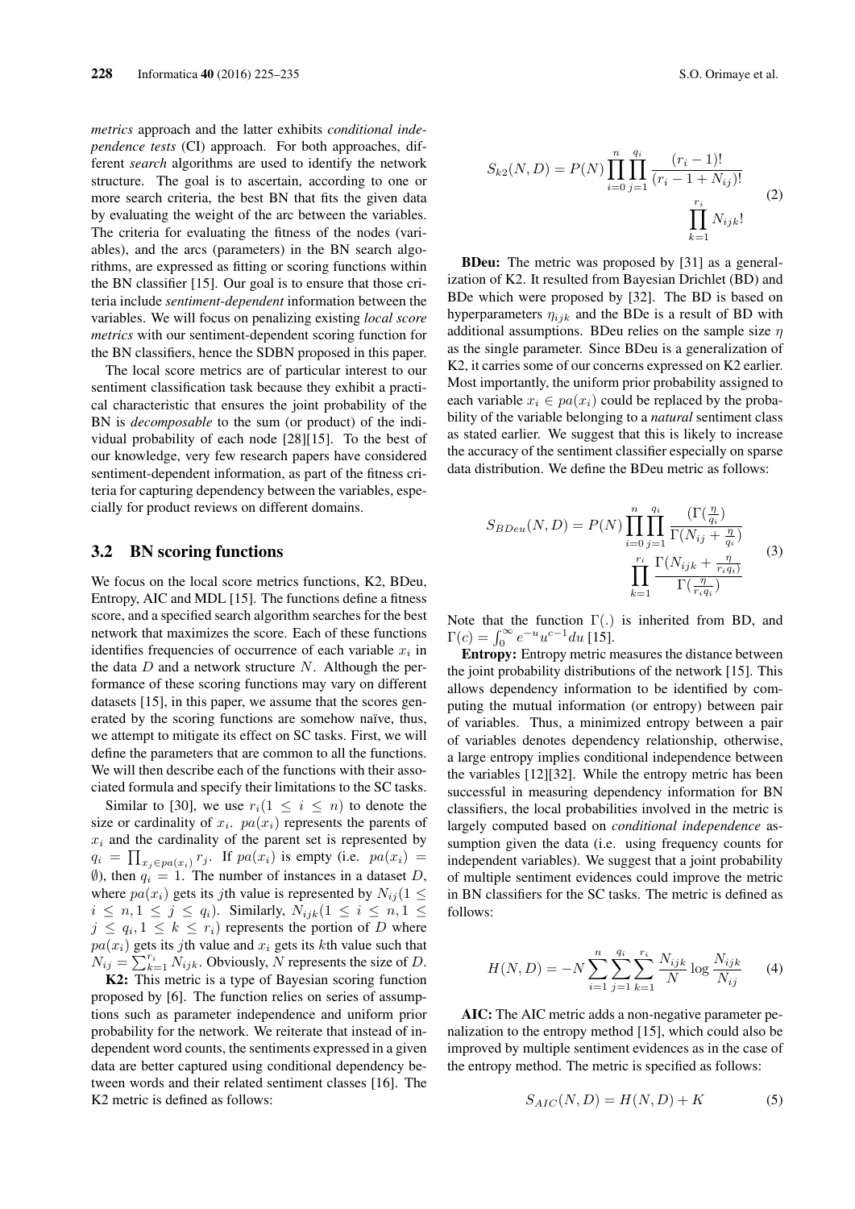*metrics* approach and the latter exhibits *conditional independence tests* (CI) approach. For both approaches, different *search* algorithms are used to identify the network structure. The goal is to ascertain, according to one or more search criteria, the best BN that fits the given data by evaluating the weight of the arc between the variables. The criteria for evaluating the fitness of the nodes (variables), and the arcs (parameters) in the BN search algorithms, are expressed as fitting or scoring functions within the BN classifier [15]. Our goal is to ensure that those criteria include *sentiment-dependent* information between the variables. We will focus on penalizing existing *local score metrics* with our sentiment-dependent scoring function for the BN classifiers, hence the SDBN proposed in this paper.

The local score metrics are of particular interest to our sentiment classification task because they exhibit a practical characteristic that ensures the joint probability of the BN is *decomposable* to the sum (or product) of the individual probability of each node [28][15]. To the best of our knowledge, very few research papers have considered sentiment-dependent information, as part of the fitness criteria for capturing dependency between the variables, especially for product reviews on different domains.

### 3.2 BN scoring functions

We focus on the local score metrics functions, K2, BDeu, Entropy, AIC and MDL [15]. The functions define a fitness score, and a specified search algorithm searches for the best network that maximizes the score. Each of these functions identifies frequencies of occurrence of each variable $x_i$ in the data $D$ and a network structure $N$. Although the performance of these scoring functions may vary on different datasets [15], in this paper, we assume that the scores generated by the scoring functions are somehow naïve, thus, we attempt to mitigate its effect on SC tasks. First, we will define the parameters that are common to all the functions. We will then describe each of the functions with their associated formula and specify their limitations to the SC tasks.

Similar to [30], we use $r_i (1 \leq i \leq n)$ to denote the size or cardinality of $x_i$. $pa(x_i)$ represents the parents of $x_i$ and the cardinality of the parent set is represented by $q_i = \prod_{x_j \in pa(x_i)} r_j$. If $pa(x_i)$ is empty (i.e. $pa(x_i) = \emptyset$), then $q_i = 1$. The number of instances in a dataset $D$, where $pa(x_i)$ gets its $j$th value is represented by $N_{ij} (1 \leq i \leq n, 1 \leq j \leq q_i)$. Similarly, $N_{ijk} (1 \leq i \leq n, 1 \leq j \leq q_i, 1 \leq k \leq r_i)$ represents the portion of $D$ where $pa(x_i)$ gets its $j$th value and $x_i$ gets its $k$th value such that $N_{ij} = \sum_{k=1}^{r_i} N_{ijk}$. Obviously, $N$ represents the size of $D$.

**K2:** This metric is a type of Bayesian scoring function proposed by [6]. The function relies on series of assumptions such as parameter independence and uniform prior probability for the network. We reiterate that instead of independent word counts, the sentiments expressed in a given data are better captured using conditional dependency between words and their related sentiment classes [16]. The K2 metric is defined as follows:

$$S_{k2}(N, D) = P(N) \prod_{i=0}^{n} \prod_{j=1}^{q_i} \frac{(r_i - 1)!}{(r_i - 1 + N_{ij})!} \prod_{k=1}^{r_i} N_{ijk}! \tag{2}$$

**BDeu:** The metric was proposed by [31] as a generalization of K2. It resulted from Bayesian Drichlet (BD) and BDe which were proposed by [32]. The BD is based on hyperparameters $\eta_{ijk}$ and the BDe is a result of BD with additional assumptions. BDeu relies on the sample size $\eta$ as the single parameter. Since BDeu is a generalization of K2, it carries some of our concerns expressed on K2 earlier. Most importantly, the uniform prior probability assigned to each variable $x_i \in pa(x_i)$ could be replaced by the probability of the variable belonging to a *natural* sentiment class as stated earlier. We suggest that this is likely to increase the accuracy of the sentiment classifier especially on sparse data distribution. We define the BDeu metric as follows:

$$S_{BDeu}(N, D) = P(N) \prod_{i=0}^{n} \prod_{j=1}^{q_i} \frac{(\Gamma(\frac{\eta}{q_i})}{\Gamma(N_{ij} + \frac{\eta}{q_i})} \prod_{k=1}^{r_i} \frac{\Gamma(N_{ijk} + \frac{\eta}{r_i q_i})}{\Gamma(\frac{\eta}{r_i q_i})} \tag{3}$$

Note that the function $\Gamma(.)$ is inherited from BD, and $\Gamma(c) = \int_0^\infty e^{-u} u^{c-1} du$ [15].

**Entropy:** Entropy metric measures the distance between the joint probability distributions of the network [15]. This allows dependency information to be identified by computing the mutual information (or entropy) between pair of variables. Thus, a minimized entropy between a pair of variables denotes dependency relationship, otherwise, a large entropy implies conditional independence between the variables [12][32]. While the entropy metric has been successful in measuring dependency information for BN classifiers, the local probabilities involved in the metric is largely computed based on *conditional independence* assumption given the data (i.e. using frequency counts for independent variables). We suggest that a joint probability of multiple sentiment evidences could improve the metric in BN classifiers for the SC tasks. The metric is defined as follows:

$$H(N, D) = -N \sum_{i=1}^{n} \sum_{j=1}^{q_i} \sum_{k=1}^{r_i} \frac{N_{ijk}}{N} \log \frac{N_{ijk}}{N_{ij}} \tag{4}$$

**AIC:** The AIC metric adds a non-negative parameter penalization to the entropy method [15], which could also be improved by multiple sentiment evidences as in the case of the entropy method. The metric is specified as follows:

$$S_{AIC}(N, D) = H(N, D) + K \tag{5}$$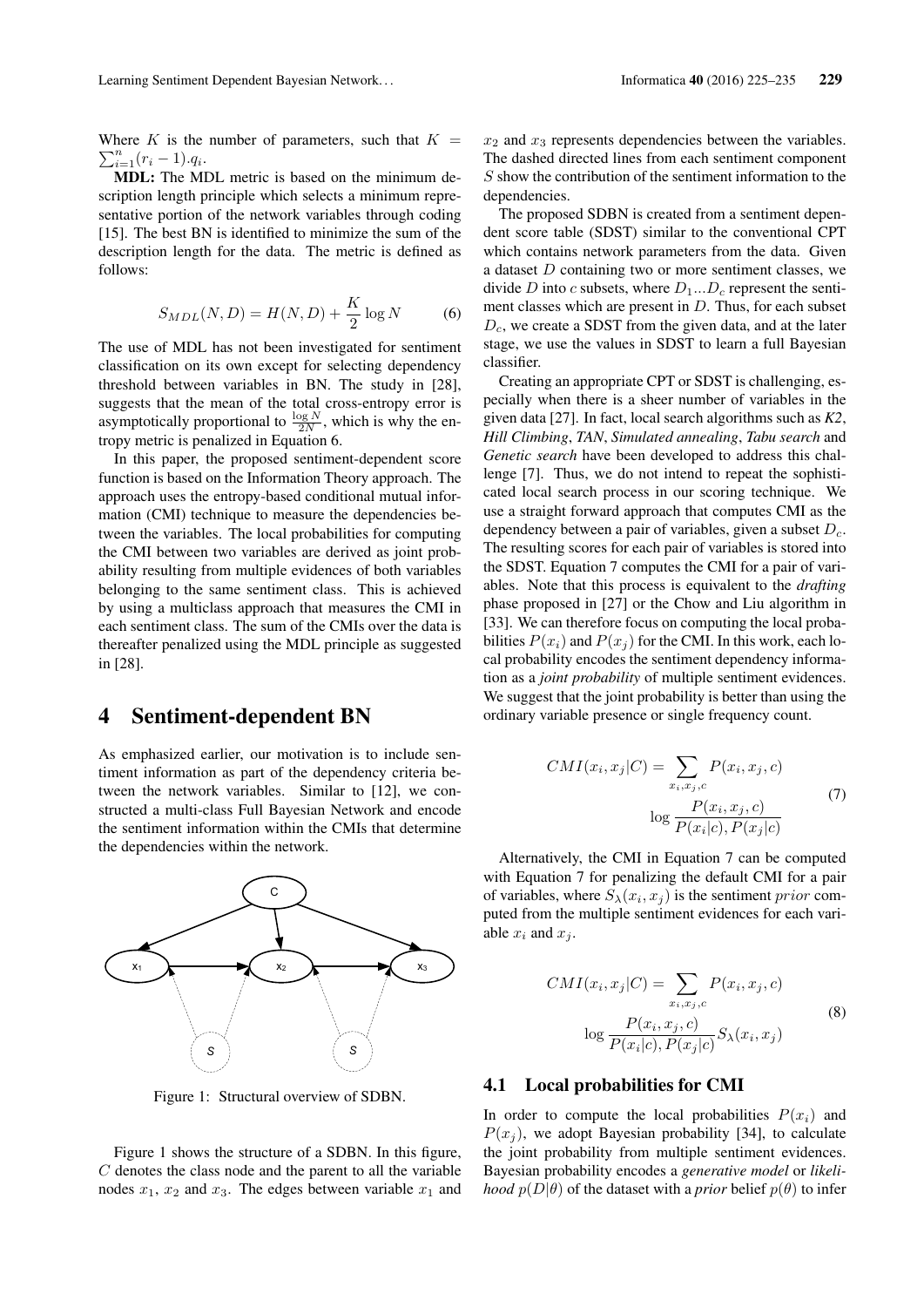Where $K$ is the number of parameters, such that $K = \sum_{i=1}^{n}(r_i - 1).q_i$.

**MDL:** The MDL metric is based on the minimum description length principle which selects a minimum representative portion of the network variables through coding [15]. The best BN is identified to minimize the sum of the description length for the data. The metric is defined as follows:

$$S_{MDL}(N, D) = H(N, D) + \frac{K}{2} \log N \tag{6}$$

The use of MDL has not been investigated for sentiment classification on its own except for selecting dependency threshold between variables in BN. The study in [28], suggests that the mean of the total cross-entropy error is asymptotically proportional to $\frac{\log N}{2N}$, which is why the entropy metric is penalized in Equation 6.

In this paper, the proposed sentiment-dependent score function is based on the Information Theory approach. The approach uses the entropy-based conditional mutual information (CMI) technique to measure the dependencies between the variables. The local probabilities for computing the CMI between two variables are derived as joint probability resulting from multiple evidences of both variables belonging to the same sentiment class. This is achieved by using a multiclass approach that measures the CMI in each sentiment class. The sum of the CMIs over the data is thereafter penalized using the MDL principle as suggested in [28].

# 4 Sentiment-dependent BN

As emphasized earlier, our motivation is to include sentiment information as part of the dependency criteria between the network variables. Similar to [12], we constructed a multi-class Full Bayesian Network and encode the sentiment information within the CMIs that determine the dependencies within the network.

Figure 1: Structural overview of SDBN.

Figure 1 shows the structure of a SDBN. In this figure, $C$ denotes the class node and the parent to all the variable nodes $x_1$, $x_2$ and $x_3$. The edges between variable $x_1$ and $x_2$ and $x_3$ represents dependencies between the variables. The dashed directed lines from each sentiment component $S$ show the contribution of the sentiment information to the dependencies.

The proposed SDBN is created from a sentiment dependent score table (SDST) similar to the conventional CPT which contains network parameters from the data. Given a dataset $D$ containing two or more sentiment classes, we divide $D$ into $c$ subsets, where $D_1...D_c$ represent the sentiment classes which are present in $D$. Thus, for each subset $D_c$, we create a SDST from the given data, and at the later stage, we use the values in SDST to learn a full Bayesian classifier.

Creating an appropriate CPT or SDST is challenging, especially when there is a sheer number of variables in the given data [27]. In fact, local search algorithms such as *K2*, *Hill Climbing*, *TAN*, *Simulated annealing*, *Tabu search* and *Genetic search* have been developed to address this challenge [7]. Thus, we do not intend to repeat the sophisticated local search process in our scoring technique. We use a straight forward approach that computes CMI as the dependency between a pair of variables, given a subset $D_c$. The resulting scores for each pair of variables is stored into the SDST. Equation 7 computes the CMI for a pair of variables. Note that this process is equivalent to the *drafting* phase proposed in [27] or the Chow and Liu algorithm in [33]. We can therefore focus on computing the local probabilities $P(x_i)$ and $P(x_j)$ for the CMI. In this work, each local probability encodes the sentiment dependency information as a *joint probability* of multiple sentiment evidences. We suggest that the joint probability is better than using the ordinary variable presence or single frequency count.

$$CMI(x_i, x_j | C) = \sum_{x_i, x_j, c} P(x_i, x_j, c) \log \frac{P(x_i, x_j, c)}{P(x_i|c), P(x_j|c)} \tag{7}$$

Alternatively, the CMI in Equation 7 can be computed with Equation 7 for penalizing the default CMI for a pair of variables, where $S_\lambda(x_i, x_j)$ is the sentiment $prior$ computed from the multiple sentiment evidences for each variable $x_i$ and $x_j$.

$$CMI(x_i, x_j | C) = \sum_{x_i, x_j, c} P(x_i, x_j, c) \log \frac{P(x_i, x_j, c)}{P(x_i|c), P(x_j|c)} S_\lambda(x_i, x_j) \tag{8}$$

## 4.1 Local probabilities for CMI

In order to compute the local probabilities $P(x_i)$ and $P(x_j)$, we adopt Bayesian probability [34], to calculate the joint probability from multiple sentiment evidences. Bayesian probability encodes a *generative model* or *likelihood* $p(D|\theta)$ of the dataset with a *prior* belief $p(\theta)$ to infer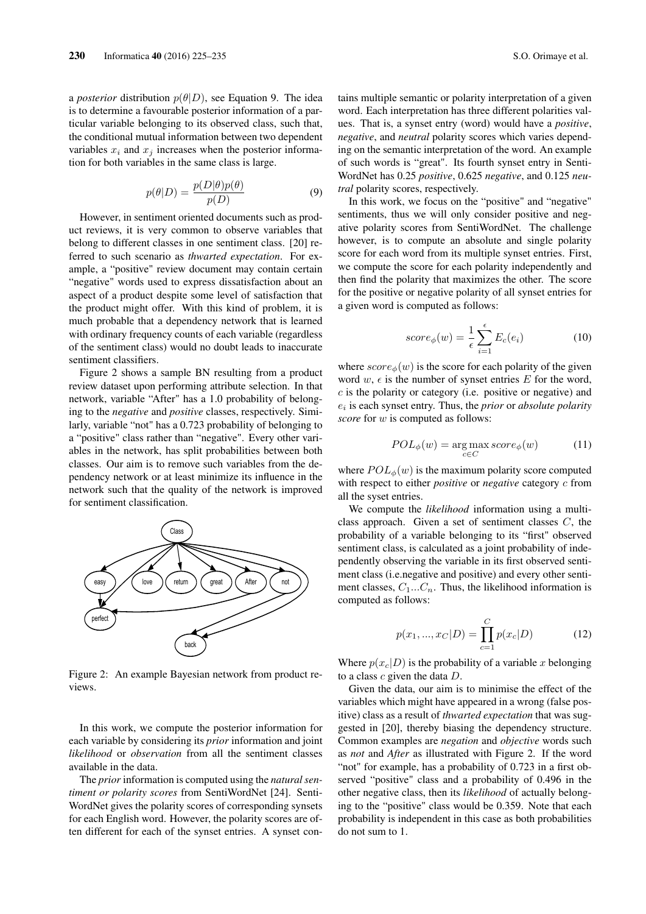a *posterior* distribution $p(\theta|D)$, see Equation 9. The idea is to determine a favourable posterior information of a particular variable belonging to its observed class, such that, the conditional mutual information between two dependent variables $x_i$ and $x_j$ increases when the posterior information for both variables in the same class is large.

$$p(\theta|D) = \frac{p(D|\theta)p(\theta)}{p(D)} \tag{9}$$

However, in sentiment oriented documents such as product reviews, it is very common to observe variables that belong to different classes in one sentiment class. [20] referred to such scenario as *thwarted expectation*. For example, a "positive" review document may contain certain "negative" words used to express dissatisfaction about an aspect of a product despite some level of satisfaction that the product might offer. With this kind of problem, it is much probable that a dependency network that is learned with ordinary frequency counts of each variable (regardless of the sentiment class) would no doubt leads to inaccurate sentiment classifiers.

Figure 2 shows a sample BN resulting from a product review dataset upon performing attribute selection. In that network, variable "After" has a 1.0 probability of belonging to the *negative* and *positive* classes, respectively. Similarly, variable "not" has a 0.723 probability of belonging to a "positive" class rather than "negative". Every other variables in the network, has split probabilities between both classes. Our aim is to remove such variables from the dependency network or at least minimize its influence in the network such that the quality of the network is improved for sentiment classification.

Figure 2: An example Bayesian network from product reviews.

In this work, we compute the posterior information for each variable by considering its *prior* information and joint *likelihood* or *observation* from all the sentiment classes available in the data.

The *prior* information is computed using the *natural sentiment or polarity scores* from SentiWordNet [24]. SentiWordNet gives the polarity scores of corresponding synsets for each English word. However, the polarity scores are often different for each of the synset entries. A synset contains multiple semantic or polarity interpretation of a given word. Each interpretation has three different polarities values. That is, a synset entry (word) would have a *positive*, *negative*, and *neutral* polarity scores which varies depending on the semantic interpretation of the word. An example of such words is "great". Its fourth synset entry in SentiWordNet has 0.25 *positive*, 0.625 *negative*, and 0.125 *neutral* polarity scores, respectively.

In this work, we focus on the "positive" and "negative" sentiments, thus we will only consider positive and negative polarity scores from SentiWordNet. The challenge however, is to compute an absolute and single polarity score for each word from its multiple synset entries. First, we compute the score for each polarity independently and then find the polarity that maximizes the other. The score for the positive or negative polarity of all synset entries for a given word is computed as follows:

$$score_{\phi}(w) = \frac{1}{\epsilon}\sum_{i=1}^{\epsilon} E_c(e_i) \tag{10}$$

where $score_{\phi}(w)$ is the score for each polarity of the given word $w$, $\epsilon$ is the number of synset entries $E$ for the word, $c$ is the polarity or category (i.e. positive or negative) and $e_i$ is each synset entry. Thus, the *prior* or *absolute polarity score* for $w$ is computed as follows:

$$POL_{\phi}(w) = \arg\max_{c \in C} score_{\phi}(w) \tag{11}$$

where $POL_{\phi}(w)$ is the maximum polarity score computed with respect to either *positive* or *negative* category $c$ from all the syset entries.

We compute the *likelihood* information using a multi-class approach. Given a set of sentiment classes $C$, the probability of a variable belonging to its "first" observed sentiment class, is calculated as a joint probability of independently observing the variable in its first observed sentiment class (i.e.negative and positive) and every other sentiment classes, $C_1 ... C_n$. Thus, the likelihood information is computed as follows:

$$p(x_1, ..., x_C|D) = \prod_{c=1}^{C} p(x_c|D) \tag{12}$$

Where $p(x_c|D)$ is the probability of a variable $x$ belonging to a class $c$ given the data $D$.

Given the data, our aim is to minimise the effect of the variables which might have appeared in a wrong (false positive) class as a result of *thwarted expectation* that was suggested in [20], thereby biasing the dependency structure. Common examples are *negation* and *objective* words such as *not* and *After* as illustrated with Figure 2. If the word "not" for example, has a probability of 0.723 in a first observed "positive" class and a probability of 0.496 in the other negative class, then its *likelihood* of actually belonging to the "positive" class would be 0.359. Note that each probability is independent in this case as both probabilities do not sum to 1.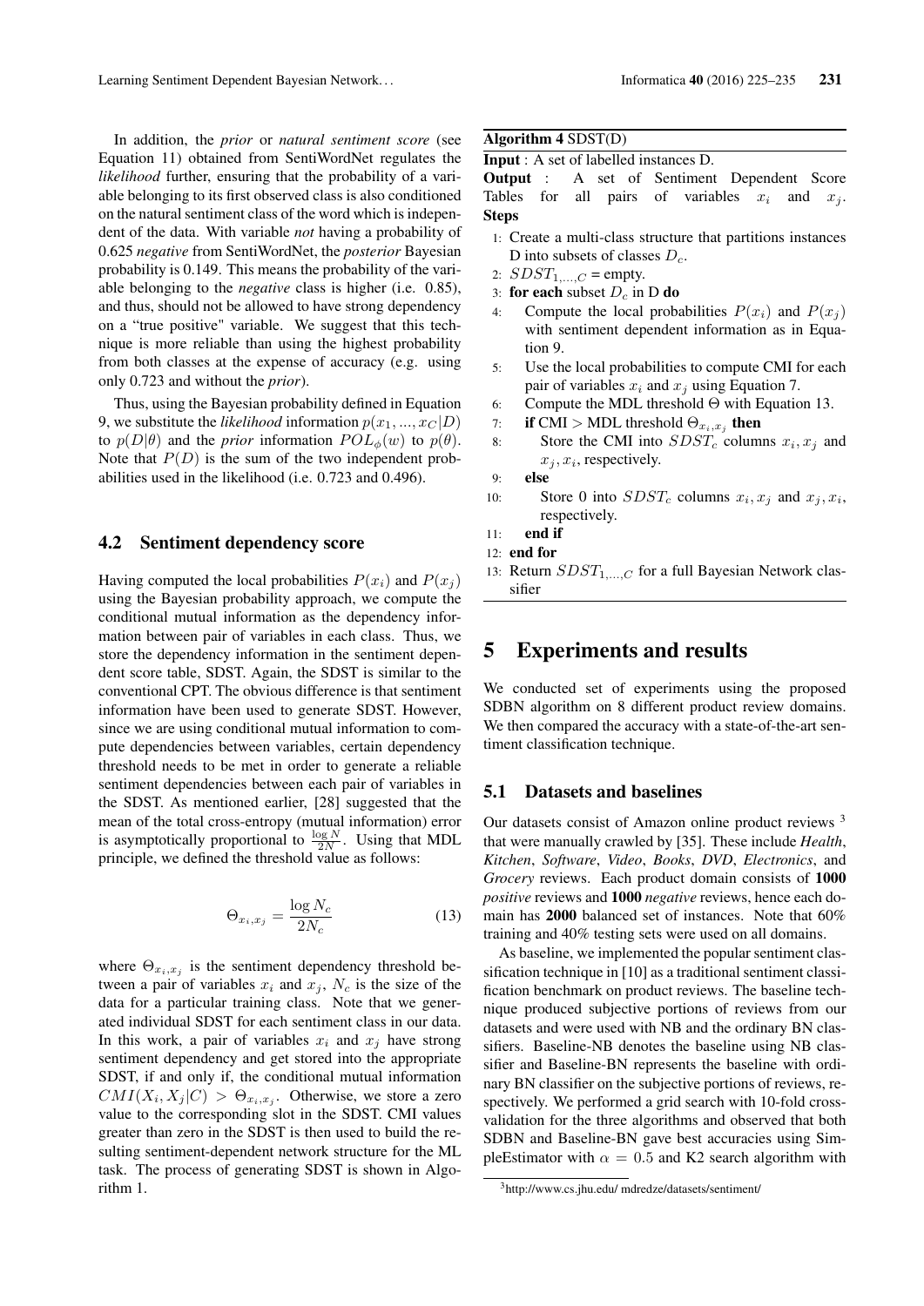In addition, the *prior* or *natural sentiment score* (see Equation 11) obtained from SentiWordNet regulates the *likelihood* further, ensuring that the probability of a variable belonging to its first observed class is also conditioned on the natural sentiment class of the word which is independent of the data. With variable *not* having a probability of 0.625 *negative* from SentiWordNet, the *posterior* Bayesian probability is 0.149. This means the probability of the variable belonging to the *negative* class is higher (i.e. 0.85), and thus, should not be allowed to have strong dependency on a "true positive" variable. We suggest that this technique is more reliable than using the highest probability from both classes at the expense of accuracy (e.g. using only 0.723 and without the *prior*).

Thus, using the Bayesian probability defined in Equation 9, we substitute the *likelihood* information $p(x_1, ..., x_C|D)$ to $p(D|\theta)$ and the *prior* information $POL_\phi(w)$ to $p(\theta)$. Note that $P(D)$ is the sum of the two independent probabilities used in the likelihood (i.e. 0.723 and 0.496).

## 4.2 Sentiment dependency score

Having computed the local probabilities $P(x_i)$ and $P(x_j)$ using the Bayesian probability approach, we compute the conditional mutual information as the dependency information between pair of variables in each class. Thus, we store the dependency information in the sentiment dependent score table, SDST. Again, the SDST is similar to the conventional CPT. The obvious difference is that sentiment information have been used to generate SDST. However, since we are using conditional mutual information to compute dependencies between variables, certain dependency threshold needs to be met in order to generate a reliable sentiment dependencies between each pair of variables in the SDST. As mentioned earlier, [28] suggested that the mean of the total cross-entropy (mutual information) error is asymptotically proportional to $\frac{\log N}{2N}$. Using that MDL principle, we defined the threshold value as follows:

$$\Theta_{x_i,x_j} = \frac{\log N_c}{2N_c} \tag{13}$$

where $\Theta_{x_i,x_j}$ is the sentiment dependency threshold between a pair of variables $x_i$ and $x_j$, $N_c$ is the size of the data for a particular training class. Note that we generated individual SDST for each sentiment class in our data. In this work, a pair of variables $x_i$ and $x_j$ have strong sentiment dependency and get stored into the appropriate SDST, if and only if, the conditional mutual information $CMI(X_i, X_j|C) > \Theta_{x_i,x_j}$. Otherwise, we store a zero value to the corresponding slot in the SDST. CMI values greater than zero in the SDST is then used to build the resulting sentiment-dependent network structure for the ML task. The process of generating SDST is shown in Algorithm 1.

**Algorithm 4** SDST(D)

**Input** : A set of labelled instances D.
**Output** : A set of Sentiment Dependent Score Tables for all pairs of variables $x_i$ and $x_j$.
**Steps**

1: Create a multi-class structure that partitions instances D into subsets of classes $D_c$.
2: $SDST_{1,...,C}$ = empty.
3: **for each** subset $D_c$ in D **do**
4: Compute the local probabilities $P(x_i)$ and $P(x_j)$ with sentiment dependent information as in Equation 9.
5: Use the local probabilities to compute CMI for each pair of variables $x_i$ and $x_j$ using Equation 7.
6: Compute the MDL threshold $\Theta$ with Equation 13.
7: **if** CMI > MDL threshold $\Theta_{x_i,x_j}$ **then**
8: Store the CMI into $SDST_c$ columns $x_i, x_j$ and $x_j, x_i$, respectively.
9: **else**
10: Store 0 into $SDST_c$ columns $x_i, x_j$ and $x_j, x_i$, respectively.
11: **end if**
12: **end for**
13: Return $SDST_{1,...,C}$ for a full Bayesian Network classifier

# 5 Experiments and results

We conducted set of experiments using the proposed SDBN algorithm on 8 different product review domains. We then compared the accuracy with a state-of-the-art sentiment classification technique.

## 5.1 Datasets and baselines

Our datasets consist of Amazon online product reviews [3] that were manually crawled by [35]. These include *Health*, *Kitchen*, *Software*, *Video*, *Books*, *DVD*, *Electronics*, and *Grocery* reviews. Each product domain consists of **1000** *positive* reviews and **1000** *negative* reviews, hence each domain has **2000** balanced set of instances. Note that 60% training and 40% testing sets were used on all domains.

As baseline, we implemented the popular sentiment classification technique in [10] as a traditional sentiment classification benchmark on product reviews. The baseline technique produced subjective portions of reviews from our datasets and were used with NB and the ordinary BN classifiers. Baseline-NB denotes the baseline using NB classifier and Baseline-BN represents the baseline with ordinary BN classifier on the subjective portions of reviews, respectively. We performed a grid search with 10-fold cross-validation for the three algorithms and observed that both SDBN and Baseline-BN gave best accuracies using SimpleEstimator with $\alpha = 0.5$ and K2 search algorithm with

[3] http://www.cs.jhu.edu/ mdredze/datasets/sentiment/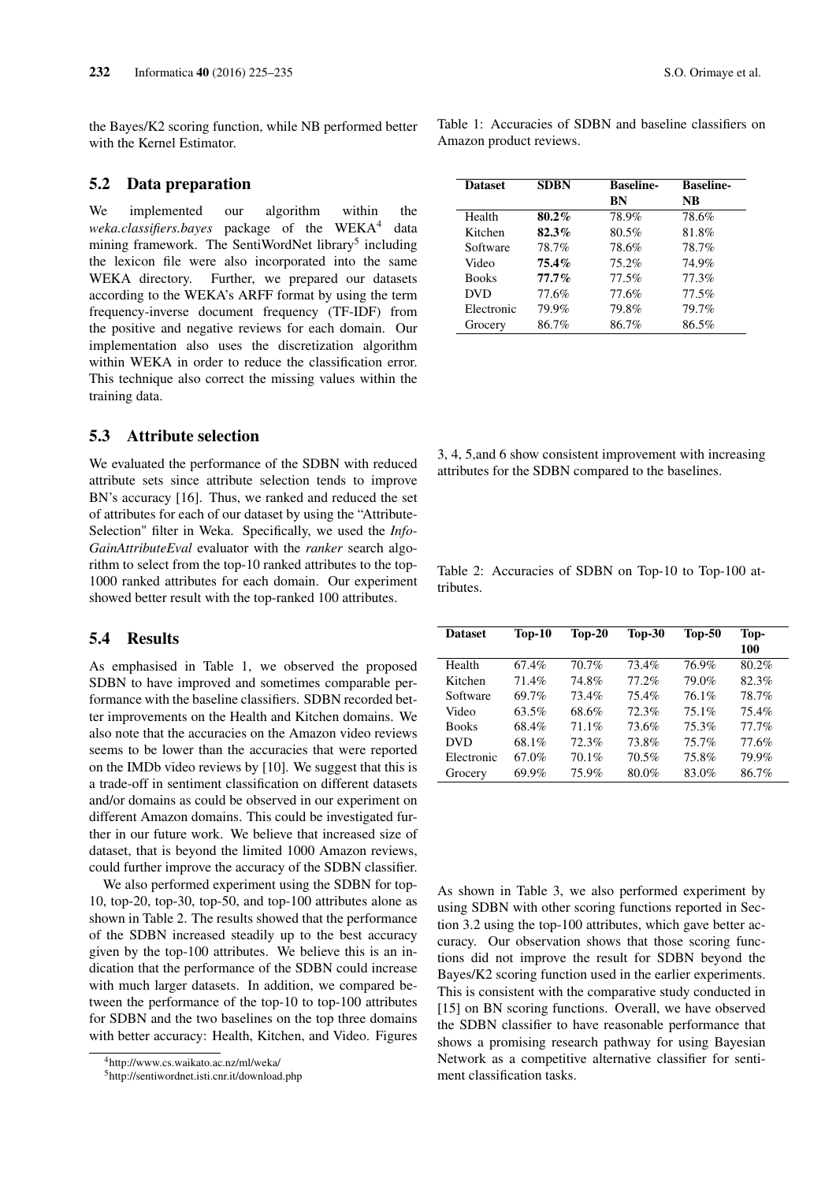the Bayes/K2 scoring function, while NB performed better with the Kernel Estimator.

## 5.2 Data preparation

We implemented our algorithm within the *weka.classifiers.bayes* package of the WEKA[4] data mining framework. The SentiWordNet library[5] including the lexicon file were also incorporated into the same WEKA directory. Further, we prepared our datasets according to the WEKA's ARFF format by using the term frequency-inverse document frequency (TF-IDF) from the positive and negative reviews for each domain. Our implementation also uses the discretization algorithm within WEKA in order to reduce the classification error. This technique also correct the missing values within the training data.

## 5.3 Attribute selection

We evaluated the performance of the SDBN with reduced attribute sets since attribute selection tends to improve BN's accuracy [16]. Thus, we ranked and reduced the set of attributes for each of our dataset by using the "Attribute-Selection" filter in Weka. Specifically, we used the *Info-GainAttributeEval* evaluator with the *ranker* search algorithm to select from the top-10 ranked attributes to the top-1000 ranked attributes for each domain. Our experiment showed better result with the top-ranked 100 attributes.

## 5.4 Results

As emphasised in Table 1, we observed the proposed SDBN to have improved and sometimes comparable performance with the baseline classifiers. SDBN recorded better improvements on the Health and Kitchen domains. We also note that the accuracies on the Amazon video reviews seems to be lower than the accuracies that were reported on the IMDb video reviews by [10]. We suggest that this is a trade-off in sentiment classification on different datasets and/or domains as could be observed in our experiment on different Amazon domains. This could be investigated further in our future work. We believe that increased size of dataset, that is beyond the limited 1000 Amazon reviews, could further improve the accuracy of the SDBN classifier.

We also performed experiment using the SDBN for top-10, top-20, top-30, top-50, and top-100 attributes alone as shown in Table 2. The results showed that the performance of the SDBN increased steadily up to the best accuracy given by the top-100 attributes. We believe this is an indication that the performance of the SDBN could increase with much larger datasets. In addition, we compared between the performance of the top-10 to top-100 attributes for SDBN and the two baselines on the top three domains with better accuracy: Health, Kitchen, and Video. Figures 3, 4, 5,and 6 show consistent improvement with increasing attributes for the SDBN compared to the baselines.

Table 1: Accuracies of SDBN and baseline classifiers on Amazon product reviews.

| Dataset | SDBN | Baseline-BN | Baseline-NB |
|---|---|---|---|
| Health | **80.2%** | 78.9% | 78.6% |
| Kitchen | **82.3%** | 80.5% | 81.8% |
| Software | 78.7% | 78.6% | 78.7% |
| Video | **75.4%** | 75.2% | 74.9% |
| Books | **77.7%** | 77.5% | 77.3% |
| DVD | 77.6% | 77.6% | 77.5% |
| Electronic | 79.9% | 79.8% | 79.7% |
| Grocery | 86.7% | 86.7% | 86.5% |

Table 2: Accuracies of SDBN on Top-10 to Top-100 attributes.

| Dataset | Top-10 | Top-20 | Top-30 | Top-50 | Top-100 |
|---|---|---|---|---|---|
| Health | 67.4% | 70.7% | 73.4% | 76.9% | 80.2% |
| Kitchen | 71.4% | 74.8% | 77.2% | 79.0% | 82.3% |
| Software | 69.7% | 73.4% | 75.4% | 76.1% | 78.7% |
| Video | 63.5% | 68.6% | 72.3% | 75.1% | 75.4% |
| Books | 68.4% | 71.1% | 73.6% | 75.3% | 77.7% |
| DVD | 68.1% | 72.3% | 73.8% | 75.7% | 77.6% |
| Electronic | 67.0% | 70.1% | 70.5% | 75.8% | 79.9% |
| Grocery | 69.9% | 75.9% | 80.0% | 83.0% | 86.7% |

As shown in Table 3, we also performed experiment by using SDBN with other scoring functions reported in Section 3.2 using the top-100 attributes, which gave better accuracy. Our observation shows that those scoring functions did not improve the result for SDBN beyond the Bayes/K2 scoring function used in the earlier experiments. This is consistent with the comparative study conducted in [15] on BN scoring functions. Overall, we have observed the SDBN classifier to have reasonable performance that shows a promising research pathway for using Bayesian Network as a competitive alternative classifier for sentiment classification tasks.

[4] http://www.cs.waikato.ac.nz/ml/weka/

[5] http://sentiwordnet.isti.cnr.it/download.php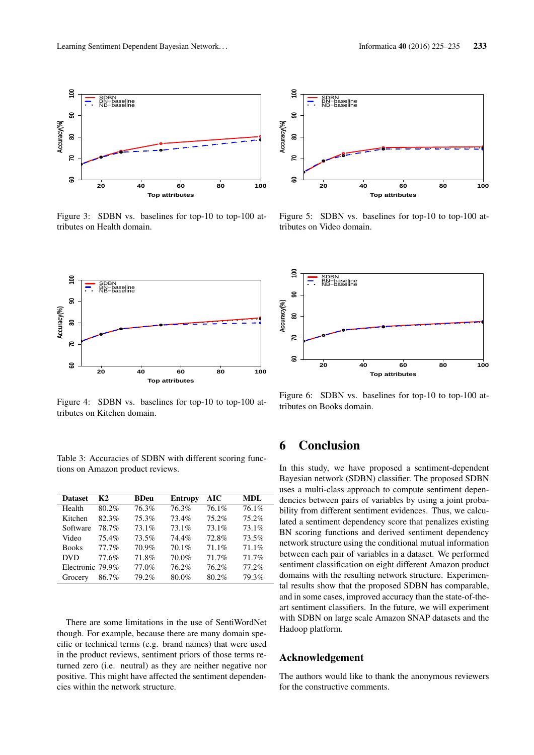Figure 3: SDBN vs. baselines for top-10 to top-100 attributes on Health domain.

Figure 4: SDBN vs. baselines for top-10 to top-100 attributes on Kitchen domain.

Table 3: Accuracies of SDBN with different scoring functions on Amazon product reviews.

| Dataset | K2 | BDeu | Entropy | AIC | MDL |
|---|---|---|---|---|---|
| Health | 80.2% | 76.3% | 76.3% | 76.1% | 76.1% |
| Kitchen | 82.3% | 75.3% | 73.4% | 75.2% | 75.2% |
| Software | 78.7% | 73.1% | 73.1% | 73.1% | 73.1% |
| Video | 75.4% | 73.5% | 74.4% | 72.8% | 73.5% |
| Books | 77.7% | 70.9% | 70.1% | 71.1% | 71.1% |
| DVD | 77.6% | 71.8% | 70.0% | 71.7% | 71.7% |
| Electronic | 79.9% | 77.0% | 76.2% | 76.2% | 77.2% |
| Grocery | 86.7% | 79.2% | 80.0% | 80.2% | 79.3% |

There are some limitations in the use of SentiWordNet though. For example, because there are many domain specific or technical terms (e.g. brand names) that were used in the product reviews, sentiment priors of those terms returned zero (i.e. neutral) as they are neither negative nor positive. This might have affected the sentiment dependencies within the network structure.

Figure 5: SDBN vs. baselines for top-10 to top-100 attributes on Video domain.

Figure 6: SDBN vs. baselines for top-10 to top-100 attributes on Books domain.

# 6 Conclusion

In this study, we have proposed a sentiment-dependent Bayesian network (SDBN) classifier. The proposed SDBN uses a multi-class approach to compute sentiment dependencies between pairs of variables by using a joint probability from different sentiment evidences. Thus, we calculated a sentiment dependency score that penalizes existing BN scoring functions and derived sentiment dependency network structure using the conditional mutual information between each pair of variables in a dataset. We performed sentiment classification on eight different Amazon product domains with the resulting network structure. Experimental results show that the proposed SDBN has comparable, and in some cases, improved accuracy than the state-of-the-art sentiment classifiers. In the future, we will experiment with SDBN on large scale Amazon SNAP datasets and the Hadoop platform.

## Acknowledgement

The authors would like to thank the anonymous reviewers for the constructive comments.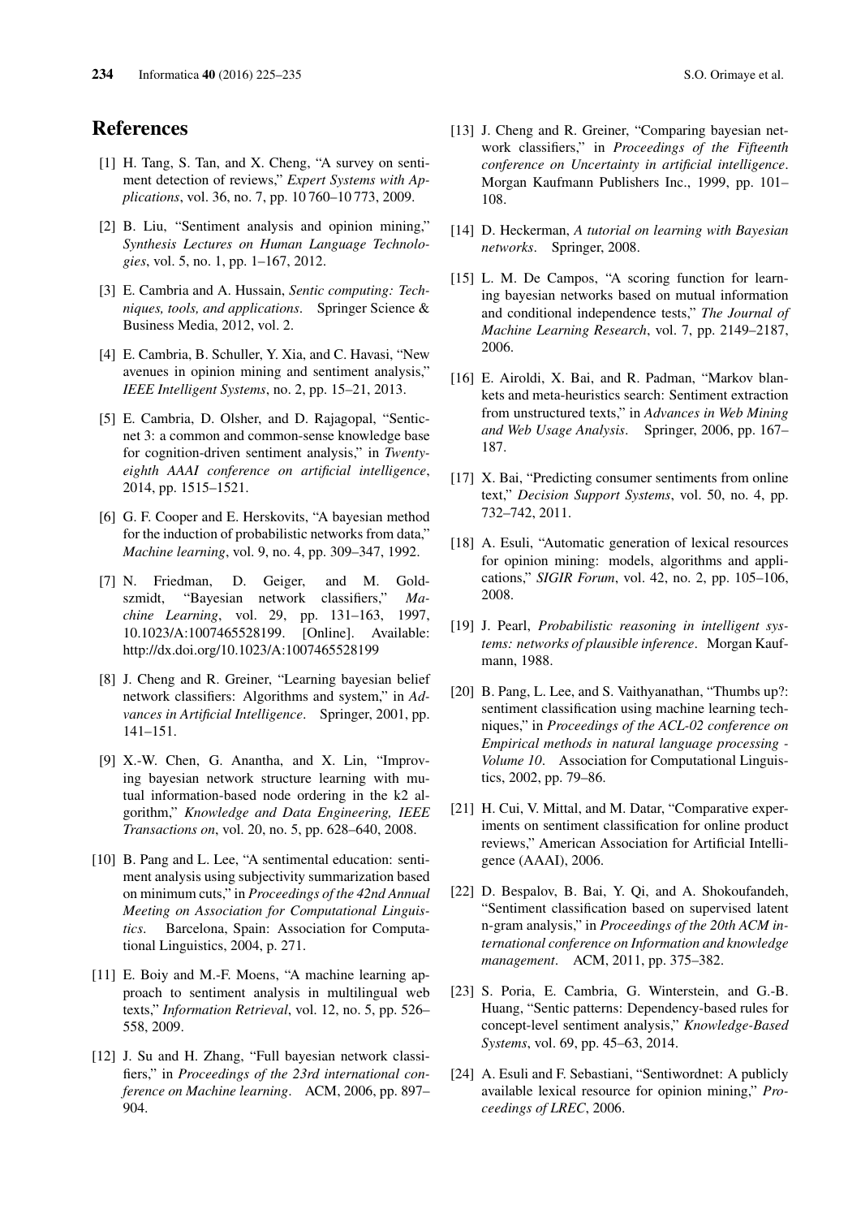# References

[1] H. Tang, S. Tan, and X. Cheng, "A survey on sentiment detection of reviews," *Expert Systems with Applications*, vol. 36, no. 7, pp. 10 760–10 773, 2009.

[2] B. Liu, "Sentiment analysis and opinion mining," *Synthesis Lectures on Human Language Technologies*, vol. 5, no. 1, pp. 1–167, 2012.

[3] E. Cambria and A. Hussain, *Sentic computing: Techniques, tools, and applications*. Springer Science & Business Media, 2012, vol. 2.

[4] E. Cambria, B. Schuller, Y. Xia, and C. Havasi, "New avenues in opinion mining and sentiment analysis," *IEEE Intelligent Systems*, no. 2, pp. 15–21, 2013.

[5] E. Cambria, D. Olsher, and D. Rajagopal, "Senticnet 3: a common and common-sense knowledge base for cognition-driven sentiment analysis," in *Twenty-eighth AAAI conference on artificial intelligence*, 2014, pp. 1515–1521.

[6] G. F. Cooper and E. Herskovits, "A bayesian method for the induction of probabilistic networks from data," *Machine learning*, vol. 9, no. 4, pp. 309–347, 1992.

[7] N. Friedman, D. Geiger, and M. Goldszmidt, "Bayesian network classifiers," *Machine Learning*, vol. 29, pp. 131–163, 1997, 10.1023/A:1007465528199. [Online]. Available: http://dx.doi.org/10.1023/A:1007465528199

[8] J. Cheng and R. Greiner, "Learning bayesian belief network classifiers: Algorithms and system," in *Advances in Artificial Intelligence*. Springer, 2001, pp. 141–151.

[9] X.-W. Chen, G. Anantha, and X. Lin, "Improving bayesian network structure learning with mutual information-based node ordering in the k2 algorithm," *Knowledge and Data Engineering, IEEE Transactions on*, vol. 20, no. 5, pp. 628–640, 2008.

[10] B. Pang and L. Lee, "A sentimental education: sentiment analysis using subjectivity summarization based on minimum cuts," in *Proceedings of the 42nd Annual Meeting on Association for Computational Linguistics*. Barcelona, Spain: Association for Computational Linguistics, 2004, p. 271.

[11] E. Boiy and M.-F. Moens, "A machine learning approach to sentiment analysis in multilingual web texts," *Information Retrieval*, vol. 12, no. 5, pp. 526–558, 2009.

[12] J. Su and H. Zhang, "Full bayesian network classifiers," in *Proceedings of the 23rd international conference on Machine learning*. ACM, 2006, pp. 897–904.

[13] J. Cheng and R. Greiner, "Comparing bayesian network classifiers," in *Proceedings of the Fifteenth conference on Uncertainty in artificial intelligence*. Morgan Kaufmann Publishers Inc., 1999, pp. 101–108.

[14] D. Heckerman, *A tutorial on learning with Bayesian networks*. Springer, 2008.

[15] L. M. De Campos, "A scoring function for learning bayesian networks based on mutual information and conditional independence tests," *The Journal of Machine Learning Research*, vol. 7, pp. 2149–2187, 2006.

[16] E. Airoldi, X. Bai, and R. Padman, "Markov blankets and meta-heuristics search: Sentiment extraction from unstructured texts," in *Advances in Web Mining and Web Usage Analysis*. Springer, 2006, pp. 167–187.

[17] X. Bai, "Predicting consumer sentiments from online text," *Decision Support Systems*, vol. 50, no. 4, pp. 732–742, 2011.

[18] A. Esuli, "Automatic generation of lexical resources for opinion mining: models, algorithms and applications," *SIGIR Forum*, vol. 42, no. 2, pp. 105–106, 2008.

[19] J. Pearl, *Probabilistic reasoning in intelligent systems: networks of plausible inference*. Morgan Kaufmann, 1988.

[20] B. Pang, L. Lee, and S. Vaithyanathan, "Thumbs up?: sentiment classification using machine learning techniques," in *Proceedings of the ACL-02 conference on Empirical methods in natural language processing - Volume 10*. Association for Computational Linguistics, 2002, pp. 79–86.

[21] H. Cui, V. Mittal, and M. Datar, "Comparative experiments on sentiment classification for online product reviews," American Association for Artificial Intelligence (AAAI), 2006.

[22] D. Bespalov, B. Bai, Y. Qi, and A. Shokoufandeh, "Sentiment classification based on supervised latent n-gram analysis," in *Proceedings of the 20th ACM international conference on Information and knowledge management*. ACM, 2011, pp. 375–382.

[23] S. Poria, E. Cambria, G. Winterstein, and G.-B. Huang, "Sentic patterns: Dependency-based rules for concept-level sentiment analysis," *Knowledge-Based Systems*, vol. 69, pp. 45–63, 2014.

[24] A. Esuli and F. Sebastiani, "Sentiwordnet: A publicly available lexical resource for opinion mining," *Proceedings of LREC*, 2006.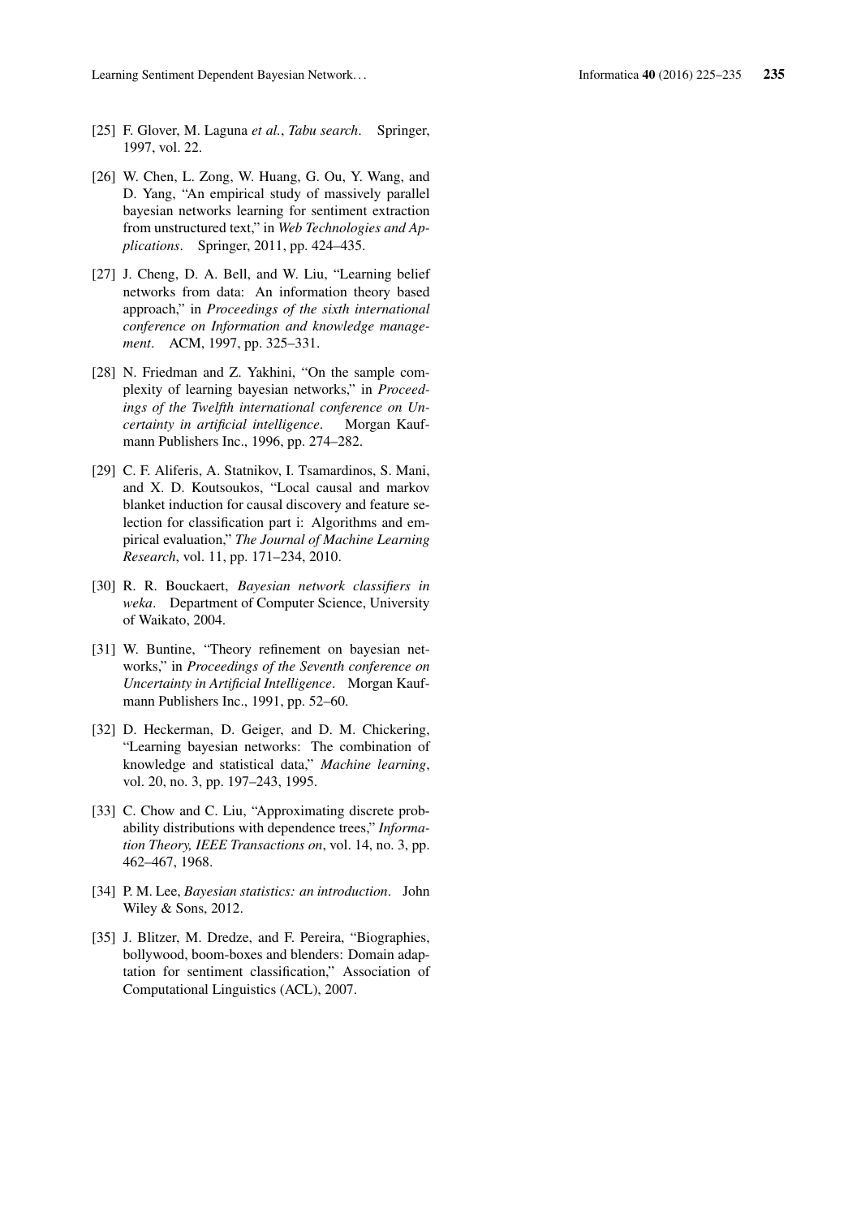[25] F. Glover, M. Laguna *et al.*, *Tabu search*. Springer, 1997, vol. 22.

[26] W. Chen, L. Zong, W. Huang, G. Ou, Y. Wang, and D. Yang, "An empirical study of massively parallel bayesian networks learning for sentiment extraction from unstructured text," in *Web Technologies and Applications*. Springer, 2011, pp. 424–435.

[27] J. Cheng, D. A. Bell, and W. Liu, "Learning belief networks from data: An information theory based approach," in *Proceedings of the sixth international conference on Information and knowledge management*. ACM, 1997, pp. 325–331.

[28] N. Friedman and Z. Yakhini, "On the sample complexity of learning bayesian networks," in *Proceedings of the Twelfth international conference on Uncertainty in artificial intelligence*. Morgan Kaufmann Publishers Inc., 1996, pp. 274–282.

[29] C. F. Aliferis, A. Statnikov, I. Tsamardinos, S. Mani, and X. D. Koutsoukos, "Local causal and markov blanket induction for causal discovery and feature selection for classification part i: Algorithms and empirical evaluation," *The Journal of Machine Learning Research*, vol. 11, pp. 171–234, 2010.

[30] R. R. Bouckaert, *Bayesian network classifiers in weka*. Department of Computer Science, University of Waikato, 2004.

[31] W. Buntine, "Theory refinement on bayesian networks," in *Proceedings of the Seventh conference on Uncertainty in Artificial Intelligence*. Morgan Kaufmann Publishers Inc., 1991, pp. 52–60.

[32] D. Heckerman, D. Geiger, and D. M. Chickering, "Learning bayesian networks: The combination of knowledge and statistical data," *Machine learning*, vol. 20, no. 3, pp. 197–243, 1995.

[33] C. Chow and C. Liu, "Approximating discrete probability distributions with dependence trees," *Information Theory, IEEE Transactions on*, vol. 14, no. 3, pp. 462–467, 1968.

[34] P. M. Lee, *Bayesian statistics: an introduction*. John Wiley & Sons, 2012.

[35] J. Blitzer, M. Dredze, and F. Pereira, "Biographies, bollywood, boom-boxes and blenders: Domain adaptation for sentiment classification," Association of Computational Linguistics (ACL), 2007.